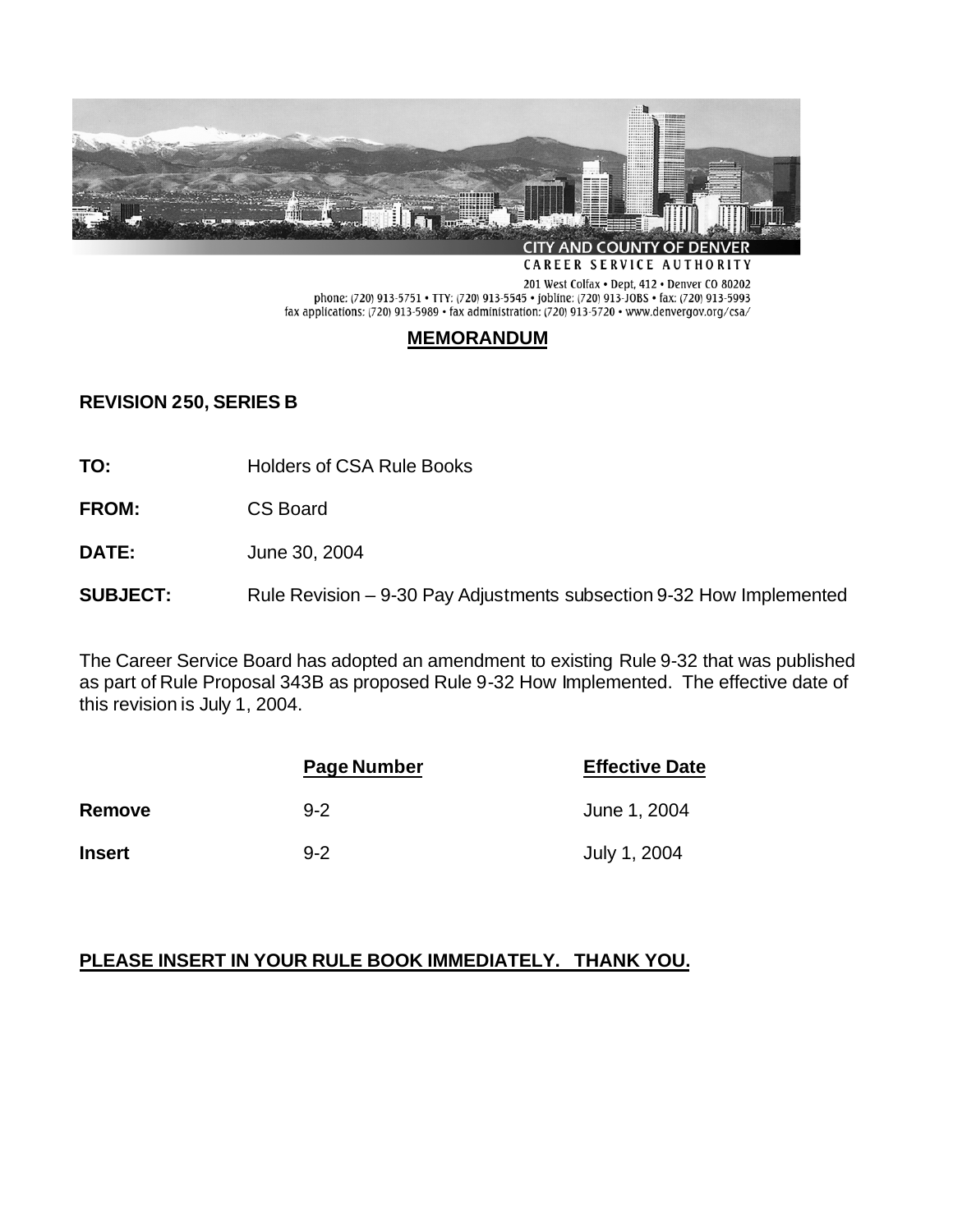CITY AND COUNTY OF DENVER
CAREER SERVICE AUTHORITY
201 West Colfax • Dept, 412 • Denver CO 80202
phone: (720) 913-5751 • TTY: (720) 913-5545 • jobline: (720) 913-JOBS • fax: (720) 913-5993
fax applications: (720) 913-5989 • fax administration: (720) 913-5720 • www.denvergov.org/csa/

# MEMORANDUM

**REVISION 250, SERIES B**

**TO:** Holders of CSA Rule Books

**FROM:** CS Board

**DATE:** June 30, 2004

**SUBJECT:** Rule Revision – 9-30 Pay Adjustments subsection 9-32 How Implemented

The Career Service Board has adopted an amendment to existing Rule 9-32 that was published as part of Rule Proposal 343B as proposed Rule 9-32 How Implemented. The effective date of this revision is July 1, 2004.

| | Page Number | Effective Date |
|---|---|---|
| **Remove** | 9-2 | June 1, 2004 |
| **Insert** | 9-2 | July 1, 2004 |

**PLEASE INSERT IN YOUR RULE BOOK IMMEDIATELY. THANK YOU.**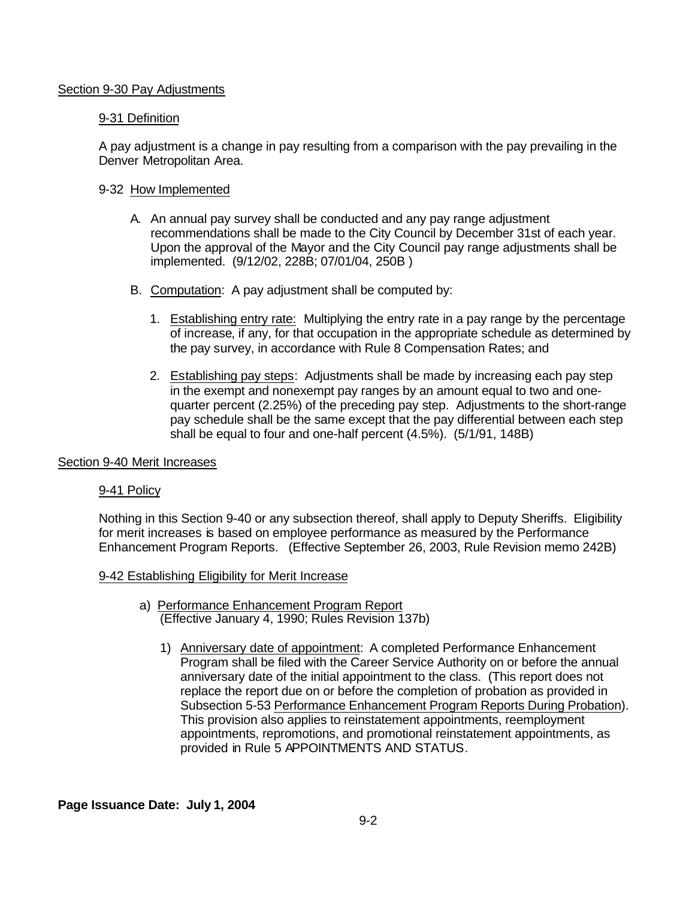## Section 9-30 Pay Adjustments

### 9-31 Definition

A pay adjustment is a change in pay resulting from a comparison with the pay prevailing in the Denver Metropolitan Area.

### 9-32 How Implemented

A. An annual pay survey shall be conducted and any pay range adjustment recommendations shall be made to the City Council by December 31st of each year. Upon the approval of the Mayor and the City Council pay range adjustments shall be implemented. (9/12/02, 228B; 07/01/04, 250B )

B. Computation: A pay adjustment shall be computed by:

1. Establishing entry rate: Multiplying the entry rate in a pay range by the percentage of increase, if any, for that occupation in the appropriate schedule as determined by the pay survey, in accordance with Rule 8 Compensation Rates; and

2. Establishing pay steps: Adjustments shall be made by increasing each pay step in the exempt and nonexempt pay ranges by an amount equal to two and one-quarter percent (2.25%) of the preceding pay step. Adjustments to the short-range pay schedule shall be the same except that the pay differential between each step shall be equal to four and one-half percent (4.5%). (5/1/91, 148B)

## Section 9-40 Merit Increases

### 9-41 Policy

Nothing in this Section 9-40 or any subsection thereof, shall apply to Deputy Sheriffs. Eligibility for merit increases is based on employee performance as measured by the Performance Enhancement Program Reports. (Effective September 26, 2003, Rule Revision memo 242B)

### 9-42 Establishing Eligibility for Merit Increase

a) Performance Enhancement Program Report
(Effective January 4, 1990; Rules Revision 137b)

1) Anniversary date of appointment: A completed Performance Enhancement Program shall be filed with the Career Service Authority on or before the annual anniversary date of the initial appointment to the class. (This report does not replace the report due on or before the completion of probation as provided in Subsection 5-53 Performance Enhancement Program Reports During Probation). This provision also applies to reinstatement appointments, reemployment appointments, repromotions, and promotional reinstatement appointments, as provided in Rule 5 APPOINTMENTS AND STATUS.

**Page Issuance Date: July 1, 2004**